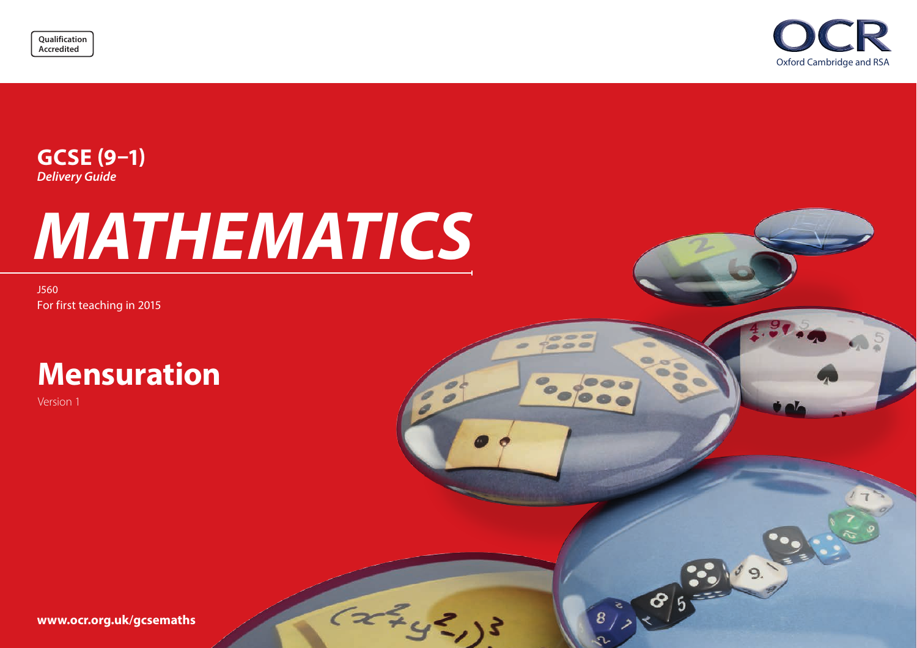Qualification Accredited

OCR
Oxford Cambridge and RSA

**GCSE (9–1)**
*Delivery Guide*

# *MATHEMATICS*

J560
For first teaching in 2015

## Mensuration

Version 1

**www.ocr.org.uk/gcsemaths**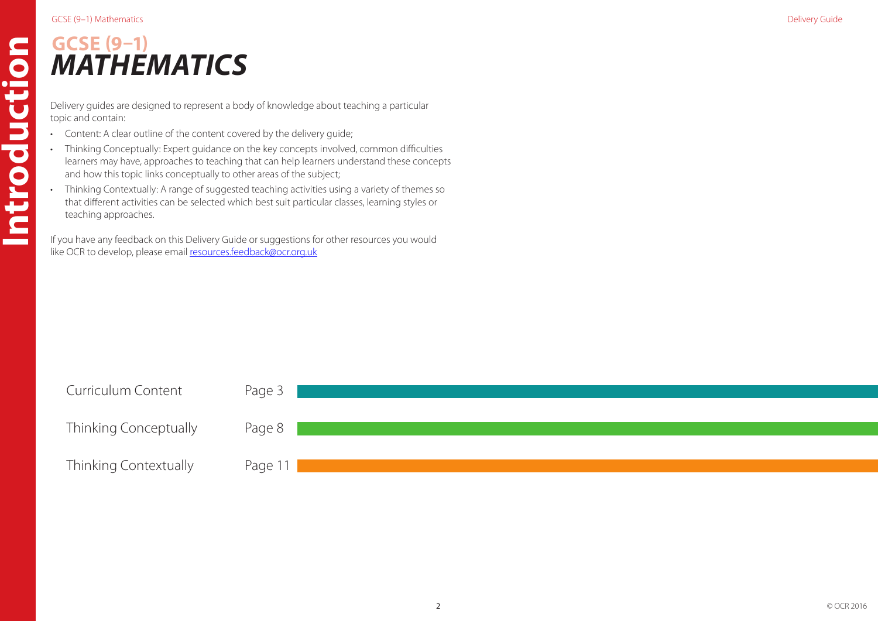# Introduction

## GCSE (9–1)
# *MATHEMATICS*

Delivery guides are designed to represent a body of knowledge about teaching a particular topic and contain:

- Content: A clear outline of the content covered by the delivery guide;
- Thinking Conceptually: Expert guidance on the key concepts involved, common difficulties learners may have, approaches to teaching that can help learners understand these concepts and how this topic links conceptually to other areas of the subject;
- Thinking Contextually: A range of suggested teaching activities using a variety of themes so that different activities can be selected which best suit particular classes, learning styles or teaching approaches.

If you have any feedback on this Delivery Guide or suggestions for other resources you would like OCR to develop, please email resources.feedback@ocr.org.uk

| | |
|---|---|
| Curriculum Content | Page 3 |
| Thinking Conceptually | Page 8 |
| Thinking Contextually | Page 11 |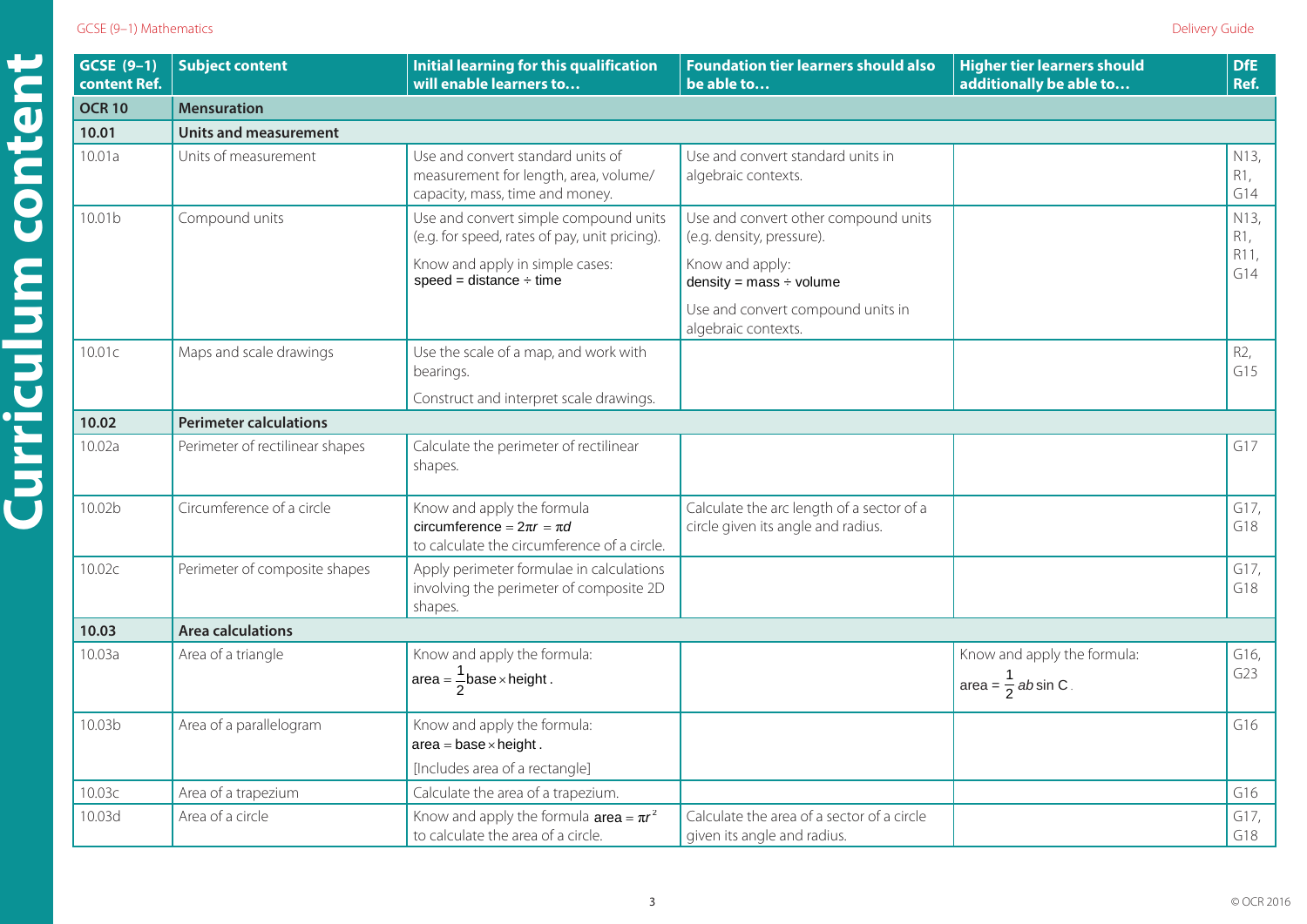| GCSE (9–1) content Ref. | Subject content | Initial learning for this qualification will enable learners to… | Foundation tier learners should also be able to… | Higher tier learners should additionally be able to… | DfE Ref. |
|---|---|---|---|---|---|
| **OCR 10** | **Mensuration** | | | | |
| **10.01** | **Units and measurement** | | | | |
| 10.01a | Units of measurement | Use and convert standard units of measurement for length, area, volume/capacity, mass, time and money. | Use and convert standard units in algebraic contexts. | | N13, R1, G14 |
| 10.01b | Compound units | Use and convert simple compound units (e.g. for speed, rates of pay, unit pricing). Know and apply in simple cases: speed = distance ÷ time | Use and convert other compound units (e.g. density, pressure). Know and apply: density = mass ÷ volume Use and convert compound units in algebraic contexts. | | N13, R1, R11, G14 |
| 10.01c | Maps and scale drawings | Use the scale of a map, and work with bearings. Construct and interpret scale drawings. | | | R2, G15 |
| **10.02** | **Perimeter calculations** | | | | |
| 10.02a | Perimeter of rectilinear shapes | Calculate the perimeter of rectilinear shapes. | | | G17 |
| 10.02b | Circumference of a circle | Know and apply the formula circumference $= 2\pi r = \pi d$ to calculate the circumference of a circle. | Calculate the arc length of a sector of a circle given its angle and radius. | | G17, G18 |
| 10.02c | Perimeter of composite shapes | Apply perimeter formulae in calculations involving the perimeter of composite 2D shapes. | | | G17, G18 |
| **10.03** | **Area calculations** | | | | |
| 10.03a | Area of a triangle | Know and apply the formula: area $= \frac{1}{2}$base $\times$ height. | | Know and apply the formula: area $= \frac{1}{2}ab\sin C$. | G16, G23 |
| 10.03b | Area of a parallelogram | Know and apply the formula: area = base $\times$ height. [Includes area of a rectangle] | | | G16 |
| 10.03c | Area of a trapezium | Calculate the area of a trapezium. | | | G16 |
| 10.03d | Area of a circle | Know and apply the formula area $= \pi r^2$ to calculate the area of a circle. | Calculate the area of a sector of a circle given its angle and radius. | | G17, G18 |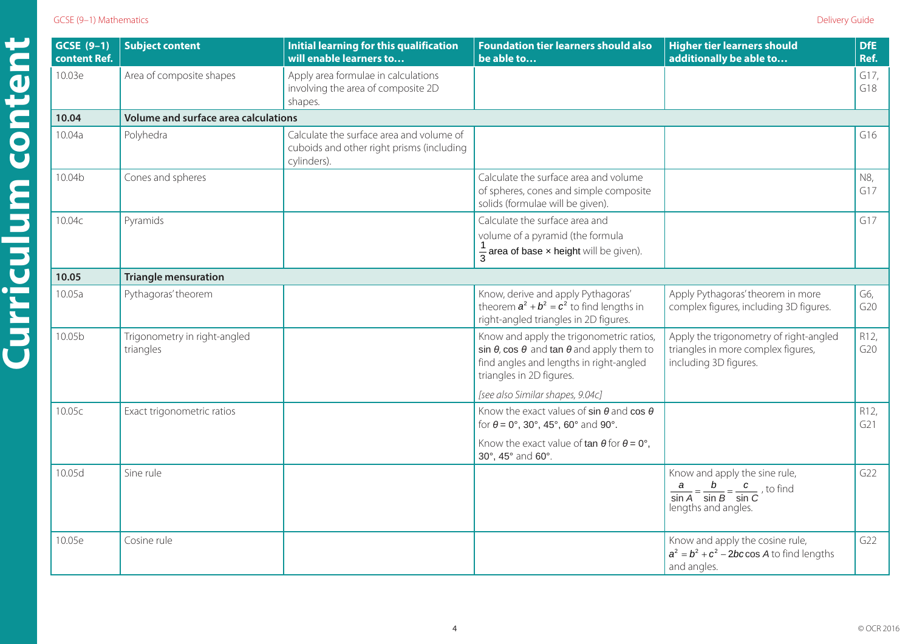| GCSE (9–1) content Ref. | Subject content | Initial learning for this qualification will enable learners to… | Foundation tier learners should also be able to… | Higher tier learners should additionally be able to… | DfE Ref. |
|---|---|---|---|---|---|
| 10.03e | Area of composite shapes | Apply area formulae in calculations involving the area of composite 2D shapes. | | | G17, G18 |
| **10.04** | **Volume and surface area calculations** | | | | |
| 10.04a | Polyhedra | Calculate the surface area and volume of cuboids and other right prisms (including cylinders). | | | G16 |
| 10.04b | Cones and spheres | | Calculate the surface area and volume of spheres, cones and simple composite solids (formulae will be given). | | N8, G17 |
| 10.04c | Pyramids | | Calculate the surface area and volume of a pyramid (the formula $\frac{1}{3}$ area of base × height will be given). | | G17 |
| **10.05** | **Triangle mensuration** | | | | |
| 10.05a | Pythagoras' theorem | | Know, derive and apply Pythagoras' theorem $a^2 + b^2 = c^2$ to find lengths in right-angled triangles in 2D figures. | Apply Pythagoras' theorem in more complex figures, including 3D figures. | G6, G20 |
| 10.05b | Trigonometry in right-angled triangles | | Know and apply the trigonometric ratios, $\sin\theta$, $\cos\theta$ and $\tan\theta$ and apply them to find angles and lengths in right-angled triangles in 2D figures. *[see also Similar shapes, 9.04c]* | Apply the trigonometry of right-angled triangles in more complex figures, including 3D figures. | R12, G20 |
| 10.05c | Exact trigonometric ratios | | Know the exact values of $\sin\theta$ and $\cos\theta$ for $\theta = 0°, 30°, 45°, 60°$ and $90°$. Know the exact value of $\tan\theta$ for $\theta = 0°, 30°, 45°$ and $60°$. | | R12, G21 |
| 10.05d | Sine rule | | | Know and apply the sine rule, $\frac{a}{\sin A} = \frac{b}{\sin B} = \frac{c}{\sin C}$, to find lengths and angles. | G22 |
| 10.05e | Cosine rule | | | Know and apply the cosine rule, $a^2 = b^2 + c^2 - 2bc\cos A$ to find lengths and angles. | G22 |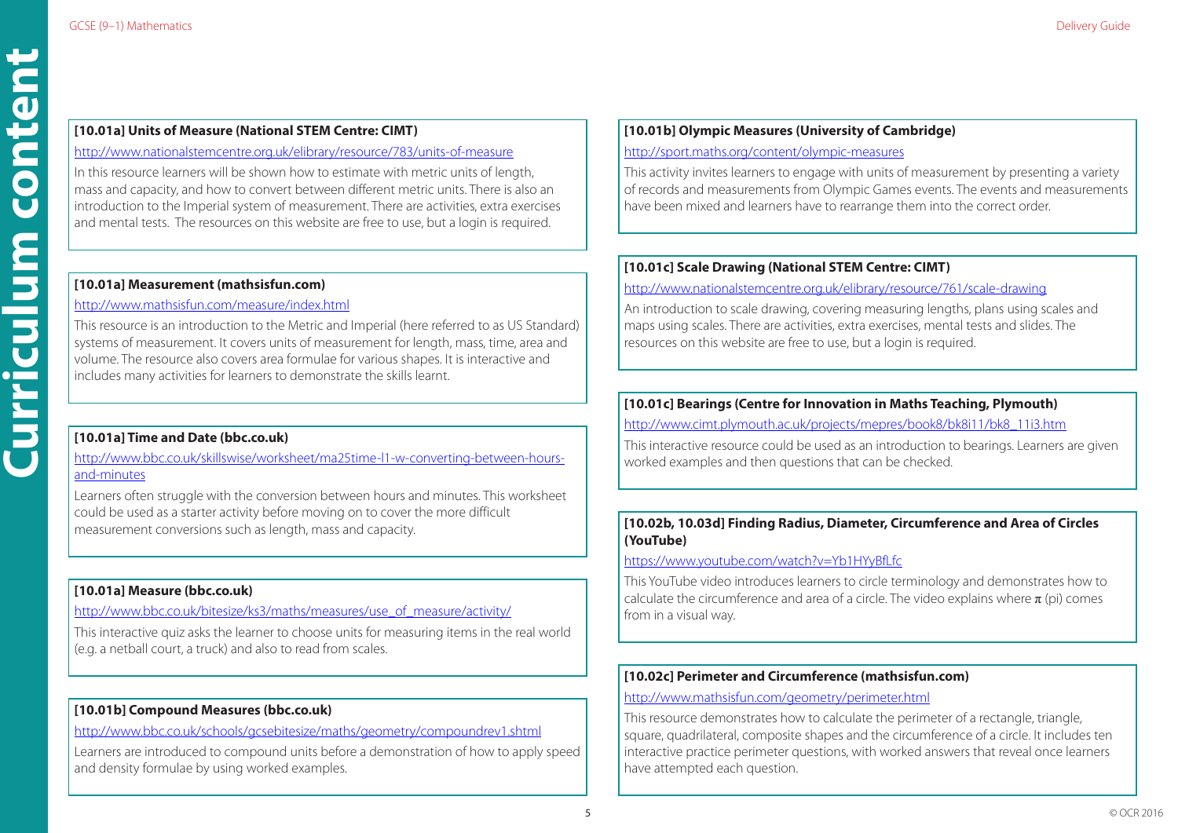**[10.01a] Units of Measure (National STEM Centre: CIMT)**

http://www.nationalstemcentre.org.uk/elibrary/resource/783/units-of-measure

In this resource learners will be shown how to estimate with metric units of length, mass and capacity, and how to convert between different metric units. There is also an introduction to the Imperial system of measurement. There are activities, extra exercises and mental tests. The resources on this website are free to use, but a login is required.

**[10.01a] Measurement (mathsisfun.com)**

http://www.mathsisfun.com/measure/index.html

This resource is an introduction to the Metric and Imperial (here referred to as US Standard) systems of measurement. It covers units of measurement for length, mass, time, area and volume. The resource also covers area formulae for various shapes. It is interactive and includes many activities for learners to demonstrate the skills learnt.

**[10.01a] Time and Date (bbc.co.uk)**

http://www.bbc.co.uk/skillswise/worksheet/ma25time-l1-w-converting-between-hours-and-minutes

Learners often struggle with the conversion between hours and minutes. This worksheet could be used as a starter activity before moving on to cover the more difficult measurement conversions such as length, mass and capacity.

**[10.01a] Measure (bbc.co.uk)**

http://www.bbc.co.uk/bitesize/ks3/maths/measures/use_of_measure/activity/

This interactive quiz asks the learner to choose units for measuring items in the real world (e.g. a netball court, a truck) and also to read from scales.

**[10.01b] Compound Measures (bbc.co.uk)**

http://www.bbc.co.uk/schools/gcsebitesize/maths/geometry/compoundrev1.shtml

Learners are introduced to compound units before a demonstration of how to apply speed and density formulae by using worked examples.

**[10.01b] Olympic Measures (University of Cambridge)**

http://sport.maths.org/content/olympic-measures

This activity invites learners to engage with units of measurement by presenting a variety of records and measurements from Olympic Games events. The events and measurements have been mixed and learners have to rearrange them into the correct order.

**[10.01c] Scale Drawing (National STEM Centre: CIMT)**

http://www.nationalstemcentre.org.uk/elibrary/resource/761/scale-drawing

An introduction to scale drawing, covering measuring lengths, plans using scales and maps using scales. There are activities, extra exercises, mental tests and slides. The resources on this website are free to use, but a login is required.

**[10.01c] Bearings (Centre for Innovation in Maths Teaching, Plymouth)**

http://www.cimt.plymouth.ac.uk/projects/mepres/book8/bk8i11/bk8_11i3.htm

This interactive resource could be used as an introduction to bearings. Learners are given worked examples and then questions that can be checked.

**[10.02b, 10.03d] Finding Radius, Diameter, Circumference and Area of Circles (YouTube)**

https://www.youtube.com/watch?v=Yb1HYyBfLfc

This YouTube video introduces learners to circle terminology and demonstrates how to calculate the circumference and area of a circle. The video explains where $\pi$ (pi) comes from in a visual way.

**[10.02c] Perimeter and Circumference (mathsisfun.com)**

http://www.mathsisfun.com/geometry/perimeter.html

This resource demonstrates how to calculate the perimeter of a rectangle, triangle, square, quadrilateral, composite shapes and the circumference of a circle. It includes ten interactive practice perimeter questions, with worked answers that reveal once learners have attempted each question.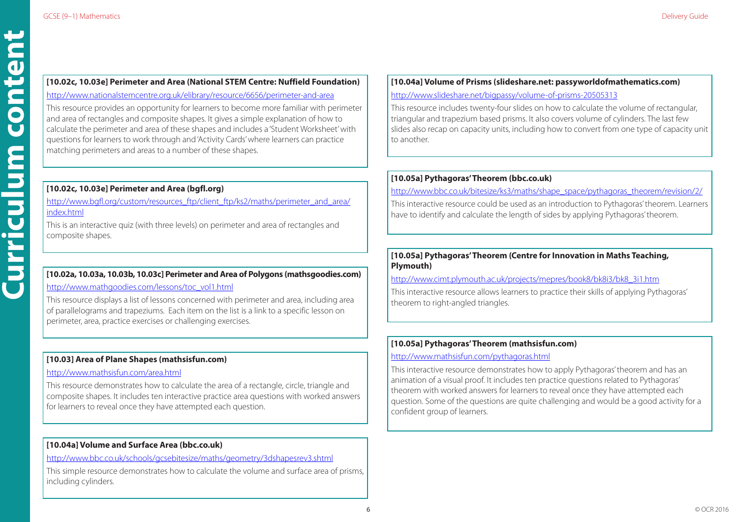**[10.02c, 10.03e] Perimeter and Area (National STEM Centre: Nuffield Foundation)**

http://www.nationalstemcentre.org.uk/elibrary/resource/6656/perimeter-and-area

This resource provides an opportunity for learners to become more familiar with perimeter and area of rectangles and composite shapes. It gives a simple explanation of how to calculate the perimeter and area of these shapes and includes a 'Student Worksheet' with questions for learners to work through and 'Activity Cards' where learners can practice matching perimeters and areas to a number of these shapes.

**[10.02c, 10.03e] Perimeter and Area (bgfl.org)**

http://www.bgfl.org/custom/resources_ftp/client_ftp/ks2/maths/perimeter_and_area/index.html

This is an interactive quiz (with three levels) on perimeter and area of rectangles and composite shapes.

**[10.02a, 10.03a, 10.03b, 10.03c] Perimeter and Area of Polygons (mathsgoodies.com)**

http://www.mathgoodies.com/lessons/toc_vol1.html

This resource displays a list of lessons concerned with perimeter and area, including area of parallelograms and trapeziums. Each item on the list is a link to a specific lesson on perimeter, area, practice exercises or challenging exercises.

**[10.03] Area of Plane Shapes (mathsisfun.com)**

http://www.mathsisfun.com/area.html

This resource demonstrates how to calculate the area of a rectangle, circle, triangle and composite shapes. It includes ten interactive practice area questions with worked answers for learners to reveal once they have attempted each question.

**[10.04a] Volume and Surface Area (bbc.co.uk)**

http://www.bbc.co.uk/schools/gcsebitesize/maths/geometry/3dshapesrev3.shtml

This simple resource demonstrates how to calculate the volume and surface area of prisms, including cylinders.

**[10.04a] Volume of Prisms (slideshare.net: passyworldofmathematics.com)**

http://www.slideshare.net/bigpassy/volume-of-prisms-20505313

This resource includes twenty-four slides on how to calculate the volume of rectangular, triangular and trapezium based prisms. It also covers volume of cylinders. The last few slides also recap on capacity units, including how to convert from one type of capacity unit to another.

**[10.05a] Pythagoras' Theorem (bbc.co.uk)**

http://www.bbc.co.uk/bitesize/ks3/maths/shape_space/pythagoras_theorem/revision/2/

This interactive resource could be used as an introduction to Pythagoras' theorem. Learners have to identify and calculate the length of sides by applying Pythagoras' theorem.

**[10.05a] Pythagoras' Theorem (Centre for Innovation in Maths Teaching, Plymouth)**

http://www.cimt.plymouth.ac.uk/projects/mepres/book8/bk8i3/bk8_3i1.htm

This interactive resource allows learners to practice their skills of applying Pythagoras' theorem to right-angled triangles.

**[10.05a] Pythagoras' Theorem (mathsisfun.com)**

http://www.mathsisfun.com/pythagoras.html

This interactive resource demonstrates how to apply Pythagoras' theorem and has an animation of a visual proof. It includes ten practice questions related to Pythagoras' theorem with worked answers for learners to reveal once they have attempted each question. Some of the questions are quite challenging and would be a good activity for a confident group of learners.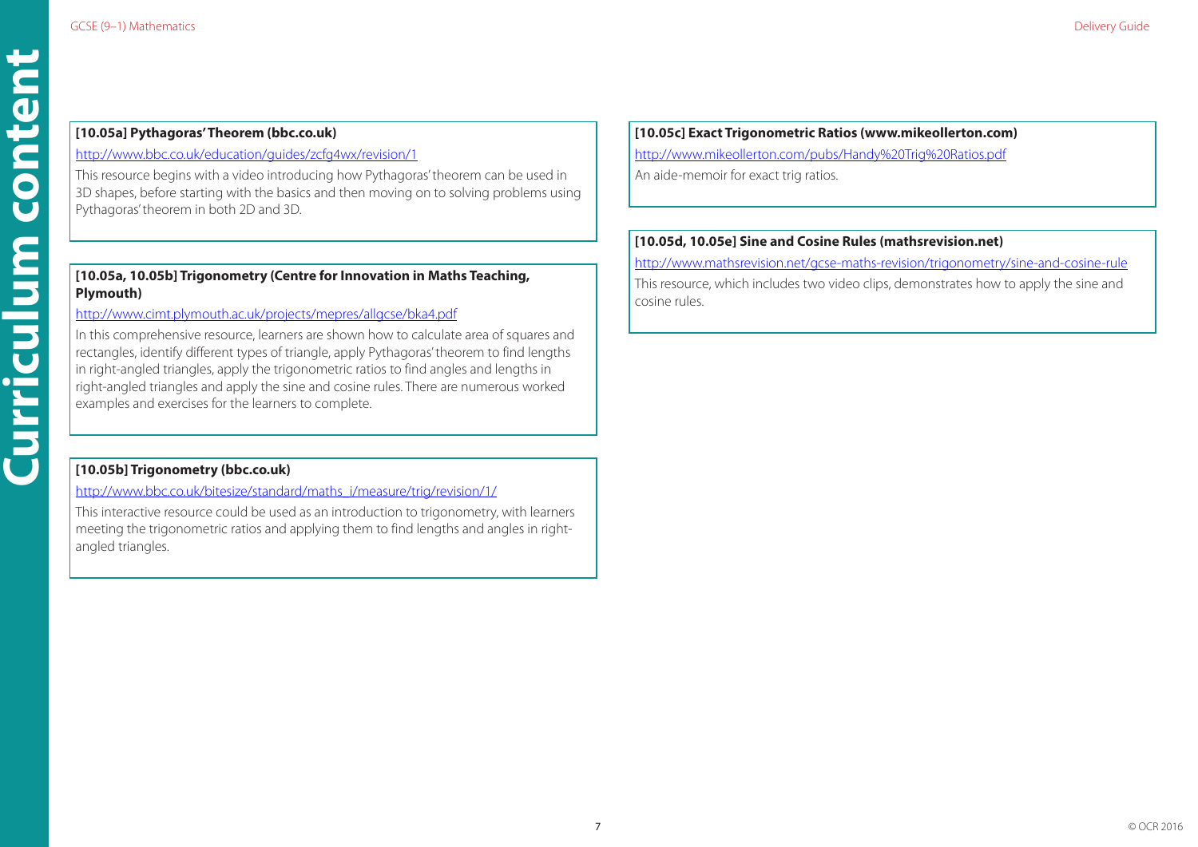**[10.05a] Pythagoras' Theorem (bbc.co.uk)**

http://www.bbc.co.uk/education/guides/zcfg4wx/revision/1

This resource begins with a video introducing how Pythagoras' theorem can be used in 3D shapes, before starting with the basics and then moving on to solving problems using Pythagoras' theorem in both 2D and 3D.

**[10.05a, 10.05b] Trigonometry (Centre for Innovation in Maths Teaching, Plymouth)**

http://www.cimt.plymouth.ac.uk/projects/mepres/allgcse/bka4.pdf

In this comprehensive resource, learners are shown how to calculate area of squares and rectangles, identify different types of triangle, apply Pythagoras' theorem to find lengths in right-angled triangles, apply the trigonometric ratios to find angles and lengths in right-angled triangles and apply the sine and cosine rules. There are numerous worked examples and exercises for the learners to complete.

**[10.05b] Trigonometry (bbc.co.uk)**

http://www.bbc.co.uk/bitesize/standard/maths_i/measure/trig/revision/1/

This interactive resource could be used as an introduction to trigonometry, with learners meeting the trigonometric ratios and applying them to find lengths and angles in right-angled triangles.

**[10.05c] Exact Trigonometric Ratios (www.mikeollerton.com)**

http://www.mikeollerton.com/pubs/Handy%20Trig%20Ratios.pdf

An aide-memoir for exact trig ratios.

**[10.05d, 10.05e] Sine and Cosine Rules (mathsrevision.net)**

http://www.mathsrevision.net/gcse-maths-revision/trigonometry/sine-and-cosine-rule

This resource, which includes two video clips, demonstrates how to apply the sine and cosine rules.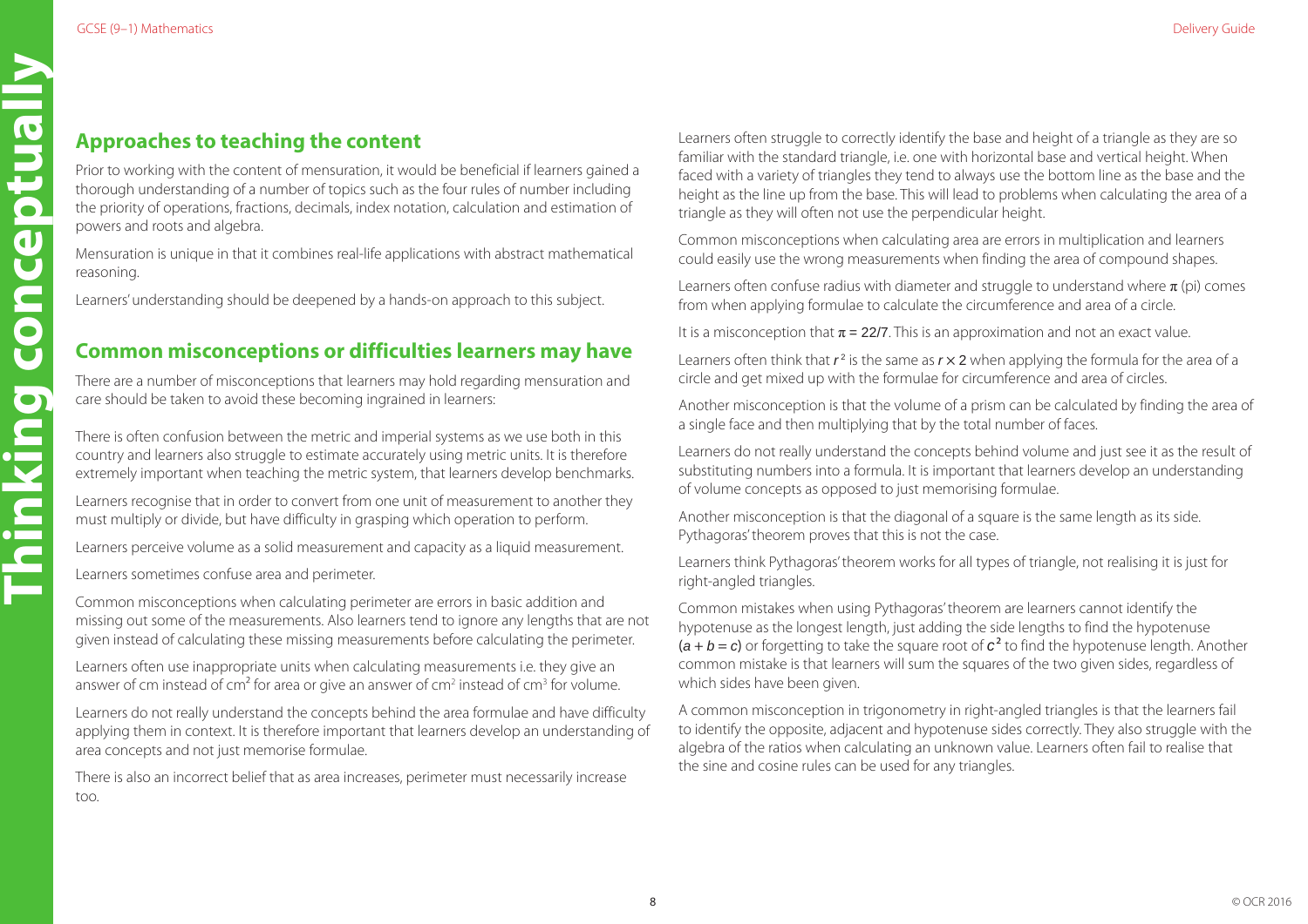## Approaches to teaching the content

Prior to working with the content of mensuration, it would be beneficial if learners gained a thorough understanding of a number of topics such as the four rules of number including the priority of operations, fractions, decimals, index notation, calculation and estimation of powers and roots and algebra.

Mensuration is unique in that it combines real-life applications with abstract mathematical reasoning.

Learners' understanding should be deepened by a hands-on approach to this subject.

## Common misconceptions or difficulties learners may have

There are a number of misconceptions that learners may hold regarding mensuration and care should be taken to avoid these becoming ingrained in learners:

There is often confusion between the metric and imperial systems as we use both in this country and learners also struggle to estimate accurately using metric units. It is therefore extremely important when teaching the metric system, that learners develop benchmarks.

Learners recognise that in order to convert from one unit of measurement to another they must multiply or divide, but have difficulty in grasping which operation to perform.

Learners perceive volume as a solid measurement and capacity as a liquid measurement.

Learners sometimes confuse area and perimeter.

Common misconceptions when calculating perimeter are errors in basic addition and missing out some of the measurements. Also learners tend to ignore any lengths that are not given instead of calculating these missing measurements before calculating the perimeter.

Learners often use inappropriate units when calculating measurements i.e. they give an answer of cm instead of $cm^2$ for area or give an answer of $cm^2$ instead of $cm^3$ for volume.

Learners do not really understand the concepts behind the area formulae and have difficulty applying them in context. It is therefore important that learners develop an understanding of area concepts and not just memorise formulae.

There is also an incorrect belief that as area increases, perimeter must necessarily increase too.

Learners often struggle to correctly identify the base and height of a triangle as they are so familiar with the standard triangle, i.e. one with horizontal base and vertical height. When faced with a variety of triangles they tend to always use the bottom line as the base and the height as the line up from the base. This will lead to problems when calculating the area of a triangle as they will often not use the perpendicular height.

Common misconceptions when calculating area are errors in multiplication and learners could easily use the wrong measurements when finding the area of compound shapes.

Learners often confuse radius with diameter and struggle to understand where $\pi$ (pi) comes from when applying formulae to calculate the circumference and area of a circle.

It is a misconception that $\pi = 22/7$. This is an approximation and not an exact value.

Learners often think that $r^2$ is the same as $r \times 2$ when applying the formula for the area of a circle and get mixed up with the formulae for circumference and area of circles.

Another misconception is that the volume of a prism can be calculated by finding the area of a single face and then multiplying that by the total number of faces.

Learners do not really understand the concepts behind volume and just see it as the result of substituting numbers into a formula. It is important that learners develop an understanding of volume concepts as opposed to just memorising formulae.

Another misconception is that the diagonal of a square is the same length as its side. Pythagoras' theorem proves that this is not the case.

Learners think Pythagoras' theorem works for all types of triangle, not realising it is just for right-angled triangles.

Common mistakes when using Pythagoras' theorem are learners cannot identify the hypotenuse as the longest length, just adding the side lengths to find the hypotenuse ($a + b = c$) or forgetting to take the square root of $c^2$ to find the hypotenuse length. Another common mistake is that learners will sum the squares of the two given sides, regardless of which sides have been given.

A common misconception in trigonometry in right-angled triangles is that the learners fail to identify the opposite, adjacent and hypotenuse sides correctly. They also struggle with the algebra of the ratios when calculating an unknown value. Learners often fail to realise that the sine and cosine rules can be used for any triangles.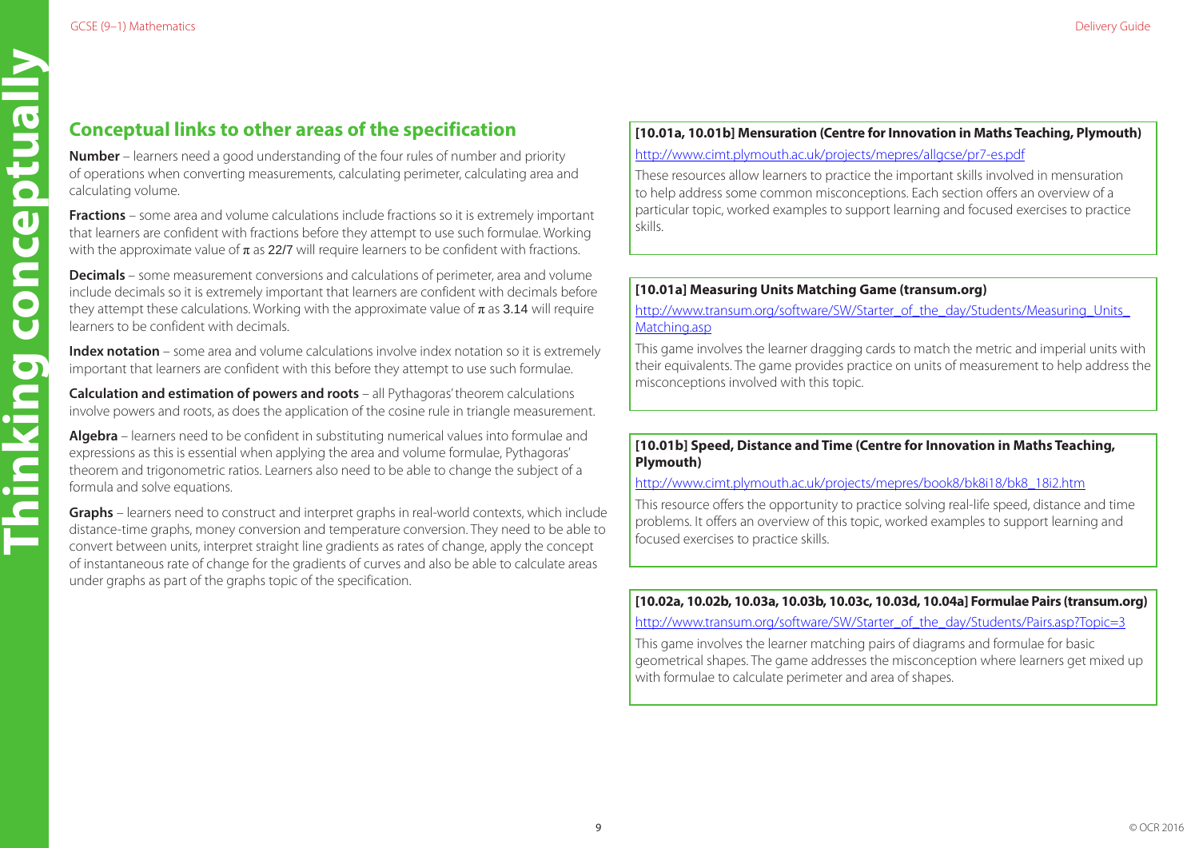## Conceptual links to other areas of the specification

**Number** – learners need a good understanding of the four rules of number and priority of operations when converting measurements, calculating perimeter, calculating area and calculating volume.

**Fractions** – some area and volume calculations include fractions so it is extremely important that learners are confident with fractions before they attempt to use such formulae. Working with the approximate value of $\pi$ as 22/7 will require learners to be confident with fractions.

**Decimals** – some measurement conversions and calculations of perimeter, area and volume include decimals so it is extremely important that learners are confident with decimals before they attempt these calculations. Working with the approximate value of $\pi$ as 3.14 will require learners to be confident with decimals.

**Index notation** – some area and volume calculations involve index notation so it is extremely important that learners are confident with this before they attempt to use such formulae.

**Calculation and estimation of powers and roots** – all Pythagoras' theorem calculations involve powers and roots, as does the application of the cosine rule in triangle measurement.

**Algebra** – learners need to be confident in substituting numerical values into formulae and expressions as this is essential when applying the area and volume formulae, Pythagoras' theorem and trigonometric ratios. Learners also need to be able to change the subject of a formula and solve equations.

**Graphs** – learners need to construct and interpret graphs in real-world contexts, which include distance-time graphs, money conversion and temperature conversion. They need to be able to convert between units, interpret straight line gradients as rates of change, apply the concept of instantaneous rate of change for the gradients of curves and also be able to calculate areas under graphs as part of the graphs topic of the specification.

**[10.01a, 10.01b] Mensuration (Centre for Innovation in Maths Teaching, Plymouth)**

http://www.cimt.plymouth.ac.uk/projects/mepres/allgcse/pr7-es.pdf

These resources allow learners to practice the important skills involved in mensuration to help address some common misconceptions. Each section offers an overview of a particular topic, worked examples to support learning and focused exercises to practice skills.

**[10.01a] Measuring Units Matching Game (transum.org)**

http://www.transum.org/software/SW/Starter_of_the_day/Students/Measuring_Units_Matching.asp

This game involves the learner dragging cards to match the metric and imperial units with their equivalents. The game provides practice on units of measurement to help address the misconceptions involved with this topic.

**[10.01b] Speed, Distance and Time (Centre for Innovation in Maths Teaching, Plymouth)**

http://www.cimt.plymouth.ac.uk/projects/mepres/book8/bk8i18/bk8_18i2.htm

This resource offers the opportunity to practice solving real-life speed, distance and time problems. It offers an overview of this topic, worked examples to support learning and focused exercises to practice skills.

**[10.02a, 10.02b, 10.03a, 10.03b, 10.03c, 10.03d, 10.04a] Formulae Pairs (transum.org)**

http://www.transum.org/software/SW/Starter_of_the_day/Students/Pairs.asp?Topic=3

This game involves the learner matching pairs of diagrams and formulae for basic geometrical shapes. The game addresses the misconception where learners get mixed up with formulae to calculate perimeter and area of shapes.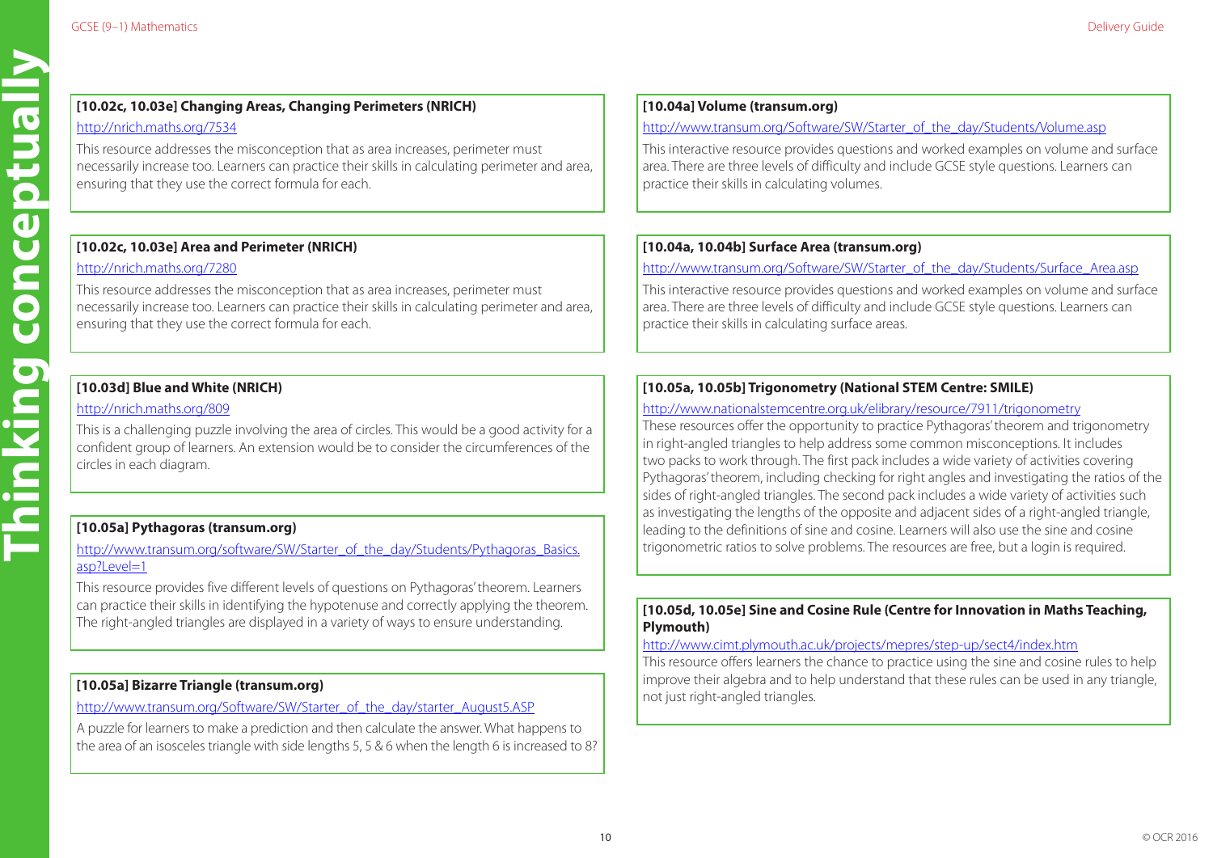### [10.02c, 10.03e] Changing Areas, Changing Perimeters (NRICH)

http://nrich.maths.org/7534

This resource addresses the misconception that as area increases, perimeter must necessarily increase too. Learners can practice their skills in calculating perimeter and area, ensuring that they use the correct formula for each.

### [10.02c, 10.03e] Area and Perimeter (NRICH)

http://nrich.maths.org/7280

This resource addresses the misconception that as area increases, perimeter must necessarily increase too. Learners can practice their skills in calculating perimeter and area, ensuring that they use the correct formula for each.

### [10.03d] Blue and White (NRICH)

http://nrich.maths.org/809

This is a challenging puzzle involving the area of circles. This would be a good activity for a confident group of learners. An extension would be to consider the circumferences of the circles in each diagram.

### [10.05a] Pythagoras (transum.org)

http://www.transum.org/software/SW/Starter_of_the_day/Students/Pythagoras_Basics.asp?Level=1

This resource provides five different levels of questions on Pythagoras' theorem. Learners can practice their skills in identifying the hypotenuse and correctly applying the theorem. The right-angled triangles are displayed in a variety of ways to ensure understanding.

### [10.05a] Bizarre Triangle (transum.org)

http://www.transum.org/Software/SW/Starter_of_the_day/starter_August5.ASP

A puzzle for learners to make a prediction and then calculate the answer. What happens to the area of an isosceles triangle with side lengths 5, 5 & 6 when the length 6 is increased to 8?

### [10.04a] Volume (transum.org)

http://www.transum.org/Software/SW/Starter_of_the_day/Students/Volume.asp

This interactive resource provides questions and worked examples on volume and surface area. There are three levels of difficulty and include GCSE style questions. Learners can practice their skills in calculating volumes.

### [10.04a, 10.04b] Surface Area (transum.org)

http://www.transum.org/Software/SW/Starter_of_the_day/Students/Surface_Area.asp

This interactive resource provides questions and worked examples on volume and surface area. There are three levels of difficulty and include GCSE style questions. Learners can practice their skills in calculating surface areas.

### [10.05a, 10.05b] Trigonometry (National STEM Centre: SMILE)

http://www.nationalstemcentre.org.uk/elibrary/resource/7911/trigonometry

These resources offer the opportunity to practice Pythagoras' theorem and trigonometry in right-angled triangles to help address some common misconceptions. It includes two packs to work through. The first pack includes a wide variety of activities covering Pythagoras' theorem, including checking for right angles and investigating the ratios of the sides of right-angled triangles. The second pack includes a wide variety of activities such as investigating the lengths of the opposite and adjacent sides of a right-angled triangle, leading to the definitions of sine and cosine. Learners will also use the sine and cosine trigonometric ratios to solve problems. The resources are free, but a login is required.

### [10.05d, 10.05e] Sine and Cosine Rule (Centre for Innovation in Maths Teaching, Plymouth)

http://www.cimt.plymouth.ac.uk/projects/mepres/step-up/sect4/index.htm

This resource offers learners the chance to practice using the sine and cosine rules to help improve their algebra and to help understand that these rules can be used in any triangle, not just right-angled triangles.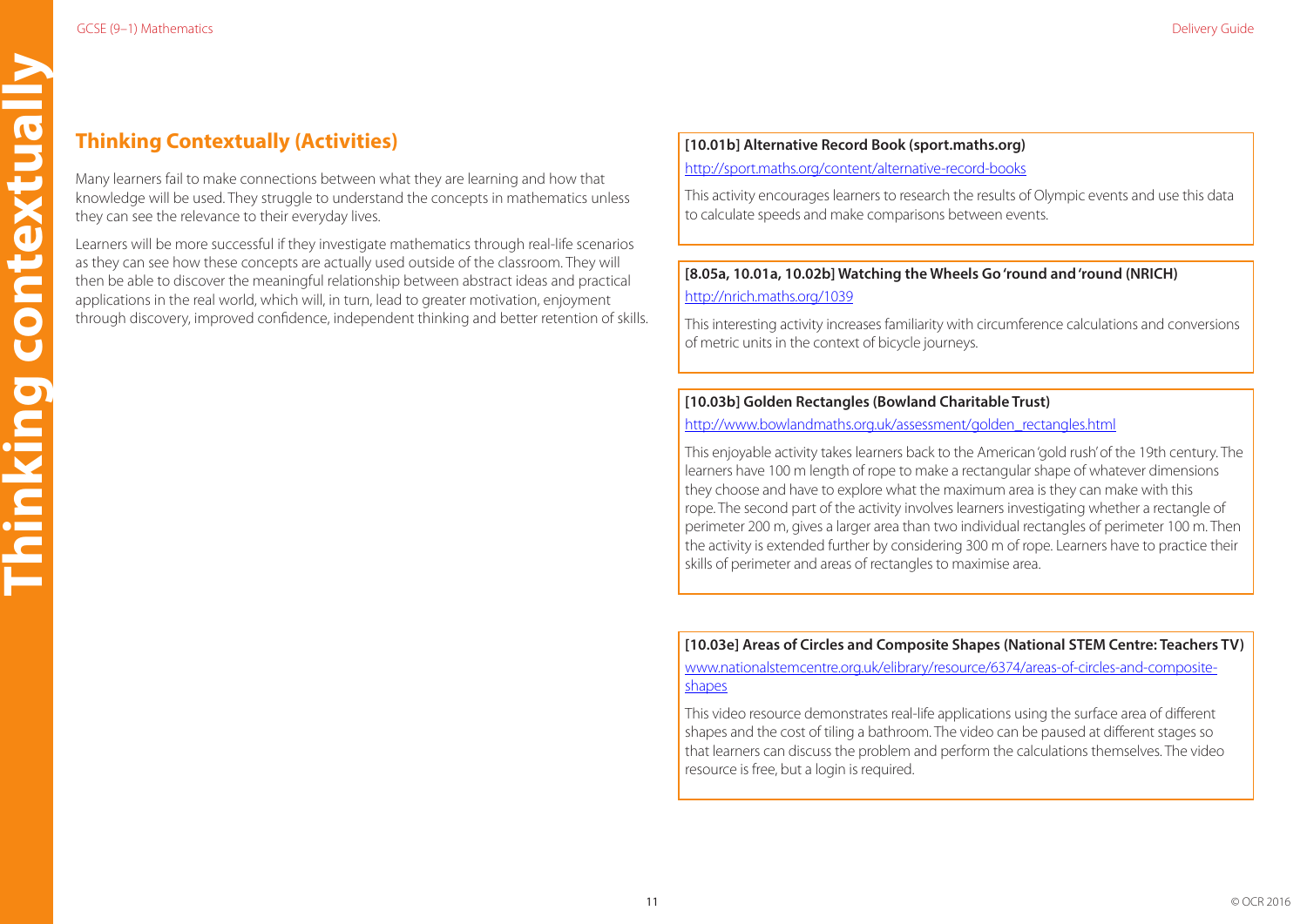## Thinking Contextually (Activities)

Many learners fail to make connections between what they are learning and how that knowledge will be used. They struggle to understand the concepts in mathematics unless they can see the relevance to their everyday lives.

Learners will be more successful if they investigate mathematics through real-life scenarios as they can see how these concepts are actually used outside of the classroom. They will then be able to discover the meaningful relationship between abstract ideas and practical applications in the real world, which will, in turn, lead to greater motivation, enjoyment through discovery, improved confidence, independent thinking and better retention of skills.

**[10.01b] Alternative Record Book (sport.maths.org)**

http://sport.maths.org/content/alternative-record-books

This activity encourages learners to research the results of Olympic events and use this data to calculate speeds and make comparisons between events.

**[8.05a, 10.01a, 10.02b] Watching the Wheels Go 'round and 'round (NRICH)**

http://nrich.maths.org/1039

This interesting activity increases familiarity with circumference calculations and conversions of metric units in the context of bicycle journeys.

**[10.03b] Golden Rectangles (Bowland Charitable Trust)**

http://www.bowlandmaths.org.uk/assessment/golden_rectangles.html

This enjoyable activity takes learners back to the American 'gold rush' of the 19th century. The learners have 100 m length of rope to make a rectangular shape of whatever dimensions they choose and have to explore what the maximum area is they can make with this rope. The second part of the activity involves learners investigating whether a rectangle of perimeter 200 m, gives a larger area than two individual rectangles of perimeter 100 m. Then the activity is extended further by considering 300 m of rope. Learners have to practice their skills of perimeter and areas of rectangles to maximise area.

**[10.03e] Areas of Circles and Composite Shapes (National STEM Centre: Teachers TV)**

www.nationalstemcentre.org.uk/elibrary/resource/6374/areas-of-circles-and-composite-shapes

This video resource demonstrates real-life applications using the surface area of different shapes and the cost of tiling a bathroom. The video can be paused at different stages so that learners can discuss the problem and perform the calculations themselves. The video resource is free, but a login is required.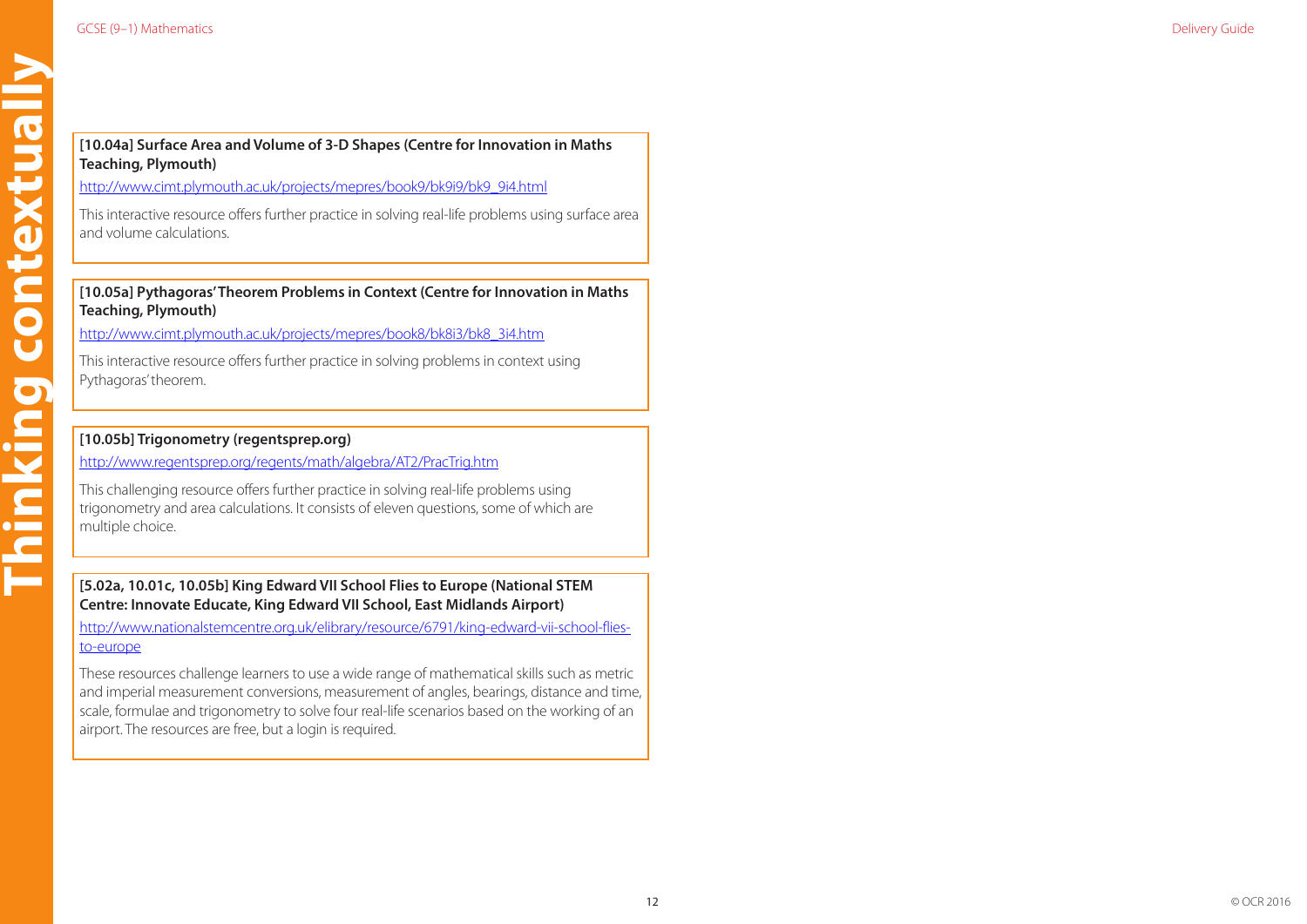**[10.04a] Surface Area and Volume of 3-D Shapes (Centre for Innovation in Maths Teaching, Plymouth)**

http://www.cimt.plymouth.ac.uk/projects/mepres/book9/bk9i9/bk9_9i4.html

This interactive resource offers further practice in solving real-life problems using surface area and volume calculations.

**[10.05a] Pythagoras' Theorem Problems in Context (Centre for Innovation in Maths Teaching, Plymouth)**

http://www.cimt.plymouth.ac.uk/projects/mepres/book8/bk8i3/bk8_3i4.htm

This interactive resource offers further practice in solving problems in context using Pythagoras' theorem.

**[10.05b] Trigonometry (regentsprep.org)**

http://www.regentsprep.org/regents/math/algebra/AT2/PracTrig.htm

This challenging resource offers further practice in solving real-life problems using trigonometry and area calculations. It consists of eleven questions, some of which are multiple choice.

**[5.02a, 10.01c, 10.05b] King Edward VII School Flies to Europe (National STEM Centre: Innovate Educate, King Edward VII School, East Midlands Airport)**

http://www.nationalstemcentre.org.uk/elibrary/resource/6791/king-edward-vii-school-flies-to-europe

These resources challenge learners to use a wide range of mathematical skills such as metric and imperial measurement conversions, measurement of angles, bearings, distance and time, scale, formulae and trigonometry to solve four real-life scenarios based on the working of an airport. The resources are free, but a login is required.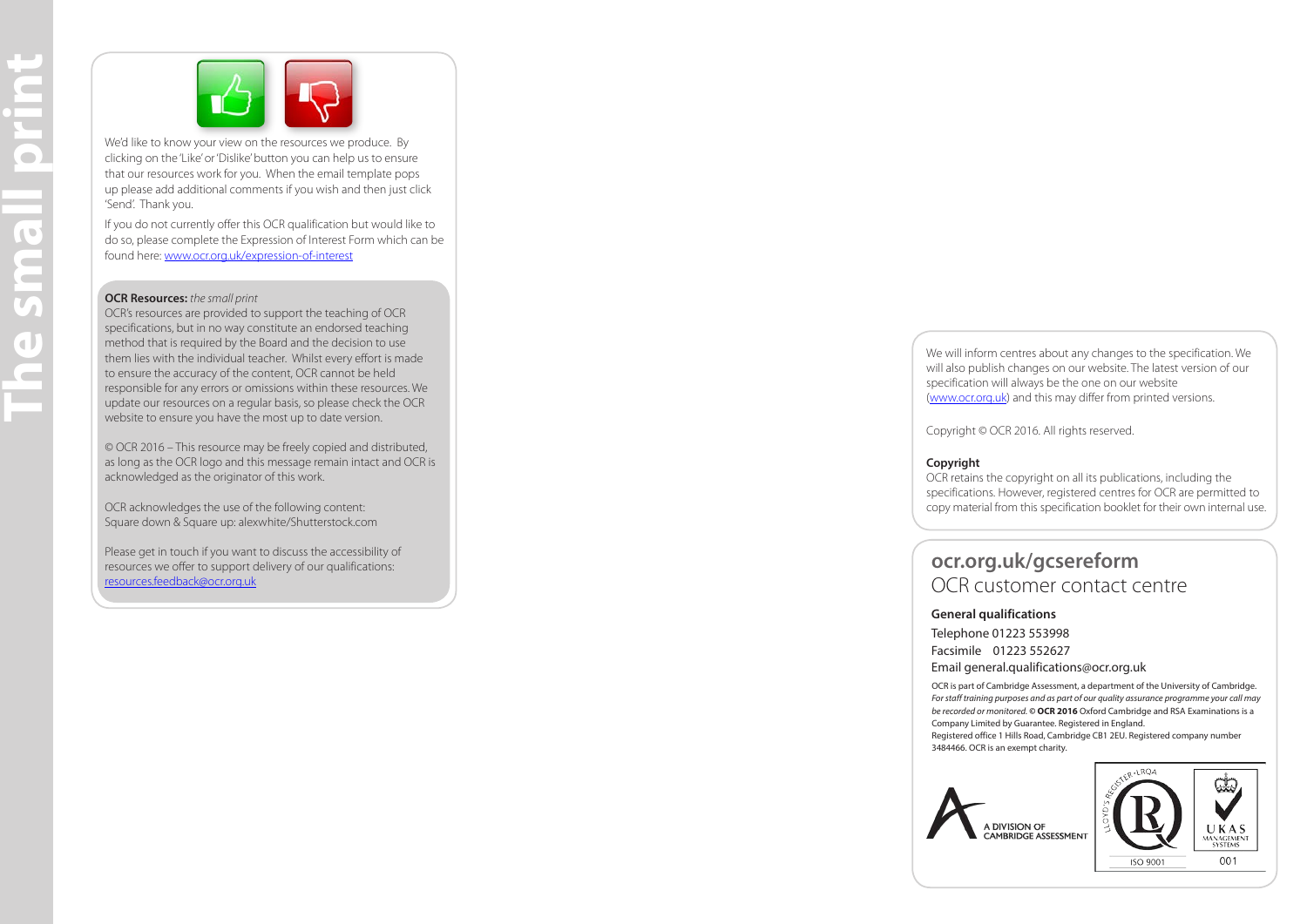# The small print

We'd like to know your view on the resources we produce. By clicking on the 'Like' or 'Dislike' button you can help us to ensure that our resources work for you. When the email template pops up please add additional comments if you wish and then just click 'Send'. Thank you.

If you do not currently offer this OCR qualification but would like to do so, please complete the Expression of Interest Form which can be found here: www.ocr.org.uk/expression-of-interest

**OCR Resources:** *the small print*
OCR's resources are provided to support the teaching of OCR specifications, but in no way constitute an endorsed teaching method that is required by the Board and the decision to use them lies with the individual teacher. Whilst every effort is made to ensure the accuracy of the content, OCR cannot be held responsible for any errors or omissions within these resources. We update our resources on a regular basis, so please check the OCR website to ensure you have the most up to date version.

© OCR 2016 – This resource may be freely copied and distributed, as long as the OCR logo and this message remain intact and OCR is acknowledged as the originator of this work.

OCR acknowledges the use of the following content:
Square down & Square up: alexwhite/Shutterstock.com

Please get in touch if you want to discuss the accessibility of resources we offer to support delivery of our qualifications: resources.feedback@ocr.org.uk

We will inform centres about any changes to the specification. We will also publish changes on our website. The latest version of our specification will always be the one on our website (www.ocr.org.uk) and this may differ from printed versions.

Copyright © OCR 2016. All rights reserved.

**Copyright**
OCR retains the copyright on all its publications, including the specifications. However, registered centres for OCR are permitted to copy material from this specification booklet for their own internal use.

## ocr.org.uk/gcsereform
OCR customer contact centre

**General qualifications**
Telephone 01223 553998
Facsimile 01223 552627
Email general.qualifications@ocr.org.uk

OCR is part of Cambridge Assessment, a department of the University of Cambridge. *For staff training purposes and as part of our quality assurance programme your call may be recorded or monitored.* © **OCR 2016** Oxford Cambridge and RSA Examinations is a Company Limited by Guarantee. Registered in England.
Registered office 1 Hills Road, Cambridge CB1 2EU. Registered company number 3484466. OCR is an exempt charity.

A DIVISION OF CAMBRIDGE ASSESSMENT

ISO 9001

UKAS MANAGEMENT SYSTEMS 001